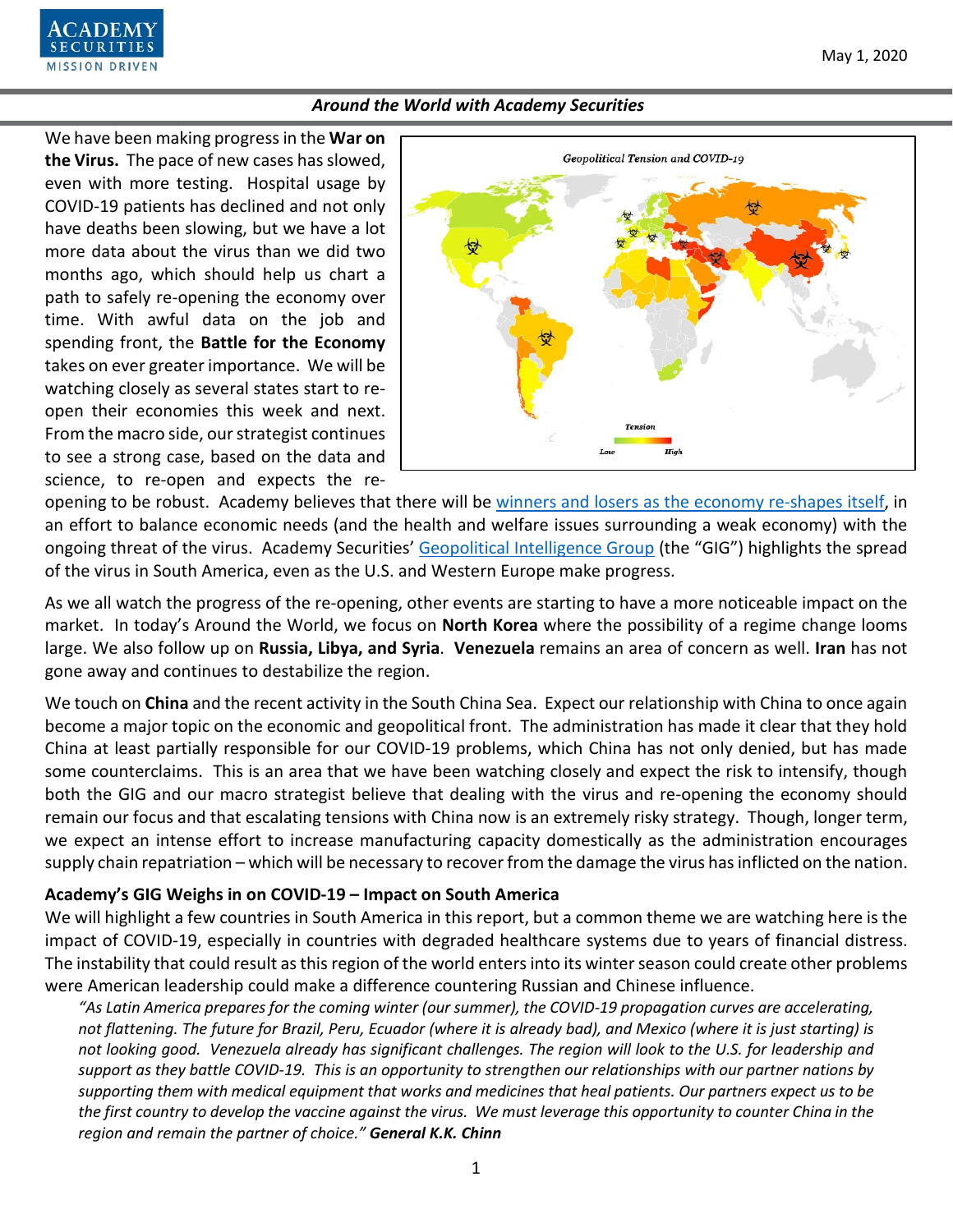May 1, 2020

## Around the World with Academy Securities

We have been making progress in the **War on the Virus.** The pace of new cases has slowed, even with more testing. Hospital usage by COVID-19 patients has declined and not only have deaths been slowing, but we have a lot more data about the virus than we did two months ago, which should help us chart a path to safely re-opening the economy over time. With awful data on the job and spending front, the **Battle for the Economy** takes on ever greater importance. We will be watching closely as several states start to re-open their economies this week and next. From the macro side, our strategist continues to see a strong case, based on the data and science, to re-open and expects the re-opening to be robust. Academy believes that there will be winners and losers as the economy re-shapes itself, in an effort to balance economic needs (and the health and welfare issues surrounding a weak economy) with the ongoing threat of the virus. Academy Securities' Geopolitical Intelligence Group (the "GIG") highlights the spread of the virus in South America, even as the U.S. and Western Europe make progress.

As we all watch the progress of the re-opening, other events are starting to have a more noticeable impact on the market. In today's Around the World, we focus on **North Korea** where the possibility of a regime change looms large. We also follow up on **Russia, Libya, and Syria**. **Venezuela** remains an area of concern as well. **Iran** has not gone away and continues to destabilize the region.

We touch on **China** and the recent activity in the South China Sea. Expect our relationship with China to once again become a major topic on the economic and geopolitical front. The administration has made it clear that they hold China at least partially responsible for our COVID-19 problems, which China has not only denied, but has made some counterclaims. This is an area that we have been watching closely and expect the risk to intensify, though both the GIG and our macro strategist believe that dealing with the virus and re-opening the economy should remain our focus and that escalating tensions with China now is an extremely risky strategy. Though, longer term, we expect an intense effort to increase manufacturing capacity domestically as the administration encourages supply chain repatriation – which will be necessary to recover from the damage the virus has inflicted on the nation.

### Academy's GIG Weighs in on COVID-19 – Impact on South America

We will highlight a few countries in South America in this report, but a common theme we are watching here is the impact of COVID-19, especially in countries with degraded healthcare systems due to years of financial distress. The instability that could result as this region of the world enters into its winter season could create other problems were American leadership could make a difference countering Russian and Chinese influence.

> *"As Latin America prepares for the coming winter (our summer), the COVID-19 propagation curves are accelerating, not flattening. The future for Brazil, Peru, Ecuador (where it is already bad), and Mexico (where it is just starting) is not looking good. Venezuela already has significant challenges. The region will look to the U.S. for leadership and support as they battle COVID-19. This is an opportunity to strengthen our relationships with our partner nations by supporting them with medical equipment that works and medicines that heal patients. Our partners expect us to be the first country to develop the vaccine against the virus. We must leverage this opportunity to counter China in the region and remain the partner of choice."* ***General K.K. Chinn***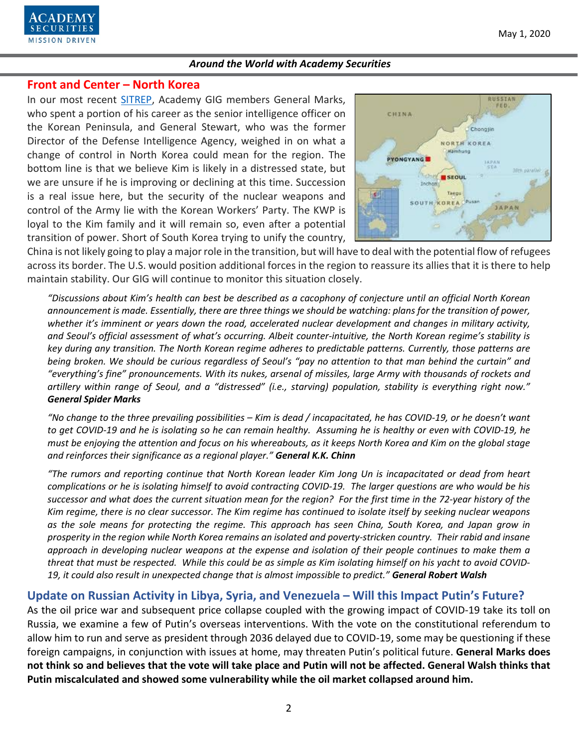## Front and Center – North Korea

In our most recent SITREP, Academy GIG members General Marks, who spent a portion of his career as the senior intelligence officer on the Korean Peninsula, and General Stewart, who was the former Director of the Defense Intelligence Agency, weighed in on what a change of control in North Korea could mean for the region. The bottom line is that we believe Kim is likely in a distressed state, but we are unsure if he is improving or declining at this time. Succession is a real issue here, but the security of the nuclear weapons and control of the Army lie with the Korean Workers' Party. The KWP is loyal to the Kim family and it will remain so, even after a potential transition of power. Short of South Korea trying to unify the country, China is not likely going to play a major role in the transition, but will have to deal with the potential flow of refugees across its border. The U.S. would position additional forces in the region to reassure its allies that it is there to help maintain stability. Our GIG will continue to monitor this situation closely.

*"Discussions about Kim's health can best be described as a cacophony of conjecture until an official North Korean announcement is made. Essentially, there are three things we should be watching: plans for the transition of power, whether it's imminent or years down the road, accelerated nuclear development and changes in military activity, and Seoul's official assessment of what's occurring. Albeit counter-intuitive, the North Korean regime's stability is key during any transition. The North Korean regime adheres to predictable patterns. Currently, those patterns are being broken. We should be curious regardless of Seoul's "pay no attention to that man behind the curtain" and "everything's fine" pronouncements. With its nukes, arsenal of missiles, large Army with thousands of rockets and artillery within range of Seoul, and a "distressed" (i.e., starving) population, stability is everything right now."* ***General Spider Marks***

*"No change to the three prevailing possibilities – Kim is dead / incapacitated, he has COVID-19, or he doesn't want to get COVID-19 and he is isolating so he can remain healthy. Assuming he is healthy or even with COVID-19, he must be enjoying the attention and focus on his whereabouts, as it keeps North Korea and Kim on the global stage and reinforces their significance as a regional player."* ***General K.K. Chinn***

*"The rumors and reporting continue that North Korean leader Kim Jong Un is incapacitated or dead from heart complications or he is isolating himself to avoid contracting COVID-19. The larger questions are who would be his successor and what does the current situation mean for the region? For the first time in the 72-year history of the Kim regime, there is no clear successor. The Kim regime has continued to isolate itself by seeking nuclear weapons as the sole means for protecting the regime. This approach has seen China, South Korea, and Japan grow in prosperity in the region while North Korea remains an isolated and poverty-stricken country. Their rabid and insane approach in developing nuclear weapons at the expense and isolation of their people continues to make them a threat that must be respected. While this could be as simple as Kim isolating himself on his yacht to avoid COVID-19, it could also result in unexpected change that is almost impossible to predict."* ***General Robert Walsh***

## Update on Russian Activity in Libya, Syria, and Venezuela – Will this Impact Putin's Future?

As the oil price war and subsequent price collapse coupled with the growing impact of COVID-19 take its toll on Russia, we examine a few of Putin's overseas interventions. With the vote on the constitutional referendum to allow him to run and serve as president through 2036 delayed due to COVID-19, some may be questioning if these foreign campaigns, in conjunction with issues at home, may threaten Putin's political future. **General Marks does not think so and believes that the vote will take place and Putin will not be affected. General Walsh thinks that Putin miscalculated and showed some vulnerability while the oil market collapsed around him.**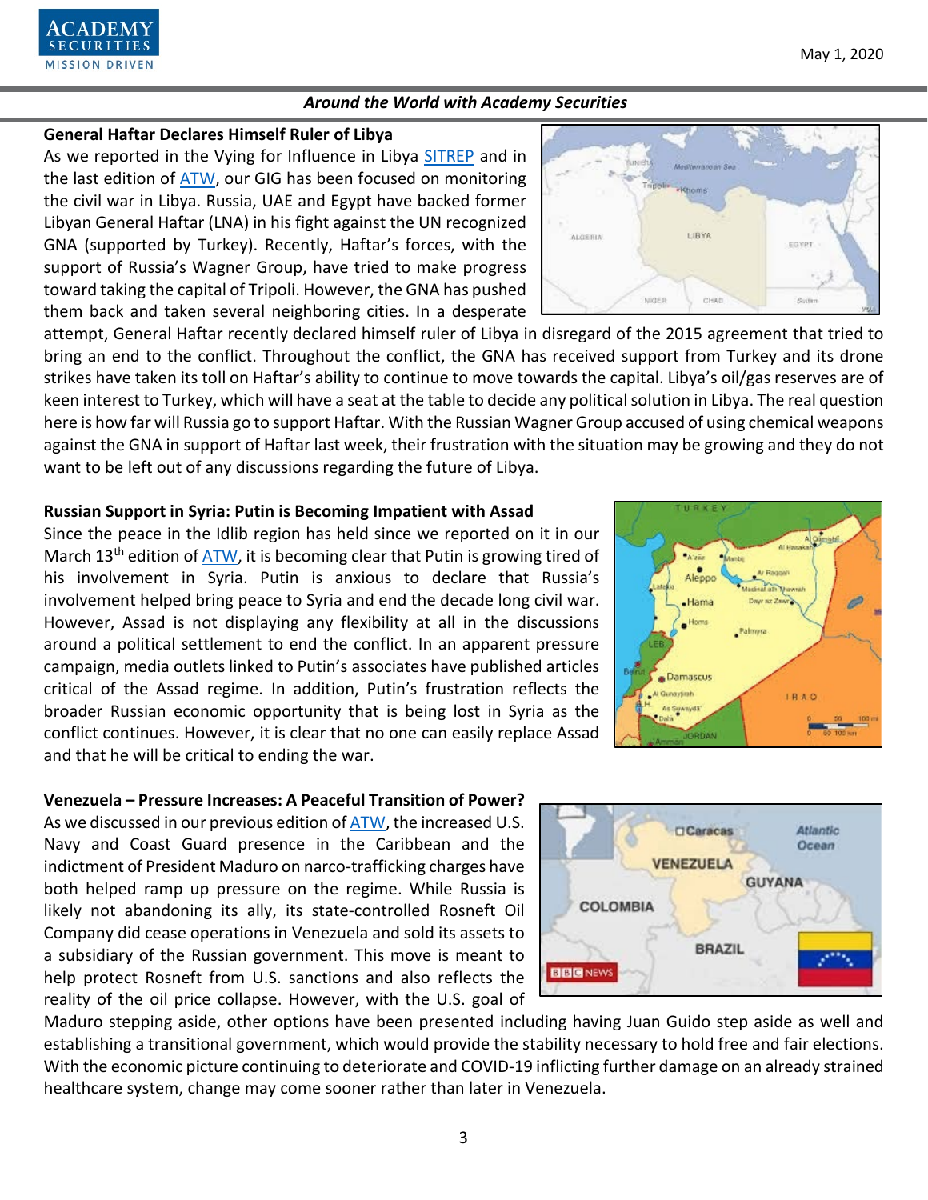## General Haftar Declares Himself Ruler of Libya

As we reported in the Vying for Influence in Libya SITREP and in the last edition of ATW, our GIG has been focused on monitoring the civil war in Libya. Russia, UAE and Egypt have backed former Libyan General Haftar (LNA) in his fight against the UN recognized GNA (supported by Turkey). Recently, Haftar's forces, with the support of Russia's Wagner Group, have tried to make progress toward taking the capital of Tripoli. However, the GNA has pushed them back and taken several neighboring cities. In a desperate attempt, General Haftar recently declared himself ruler of Libya in disregard of the 2015 agreement that tried to bring an end to the conflict. Throughout the conflict, the GNA has received support from Turkey and its drone strikes have taken its toll on Haftar's ability to continue to move towards the capital. Libya's oil/gas reserves are of keen interest to Turkey, which will have a seat at the table to decide any political solution in Libya. The real question here is how far will Russia go to support Haftar. With the Russian Wagner Group accused of using chemical weapons against the GNA in support of Haftar last week, their frustration with the situation may be growing and they do not want to be left out of any discussions regarding the future of Libya.

## Russian Support in Syria: Putin is Becoming Impatient with Assad

Since the peace in the Idlib region has held since we reported on it in our March 13th edition of ATW, it is becoming clear that Putin is growing tired of his involvement in Syria. Putin is anxious to declare that Russia's involvement helped bring peace to Syria and end the decade long civil war. However, Assad is not displaying any flexibility at all in the discussions around a political settlement to end the conflict. In an apparent pressure campaign, media outlets linked to Putin's associates have published articles critical of the Assad regime. In addition, Putin's frustration reflects the broader Russian economic opportunity that is being lost in Syria as the conflict continues. However, it is clear that no one can easily replace Assad and that he will be critical to ending the war.

## Venezuela – Pressure Increases: A Peaceful Transition of Power?

As we discussed in our previous edition of ATW, the increased U.S. Navy and Coast Guard presence in the Caribbean and the indictment of President Maduro on narco-trafficking charges have both helped ramp up pressure on the regime. While Russia is likely not abandoning its ally, its state-controlled Rosneft Oil Company did cease operations in Venezuela and sold its assets to a subsidiary of the Russian government. This move is meant to help protect Rosneft from U.S. sanctions and also reflects the reality of the oil price collapse. However, with the U.S. goal of Maduro stepping aside, other options have been presented including having Juan Guido step aside as well and establishing a transitional government, which would provide the stability necessary to hold free and fair elections. With the economic picture continuing to deteriorate and COVID-19 inflicting further damage on an already strained healthcare system, change may come sooner rather than later in Venezuela.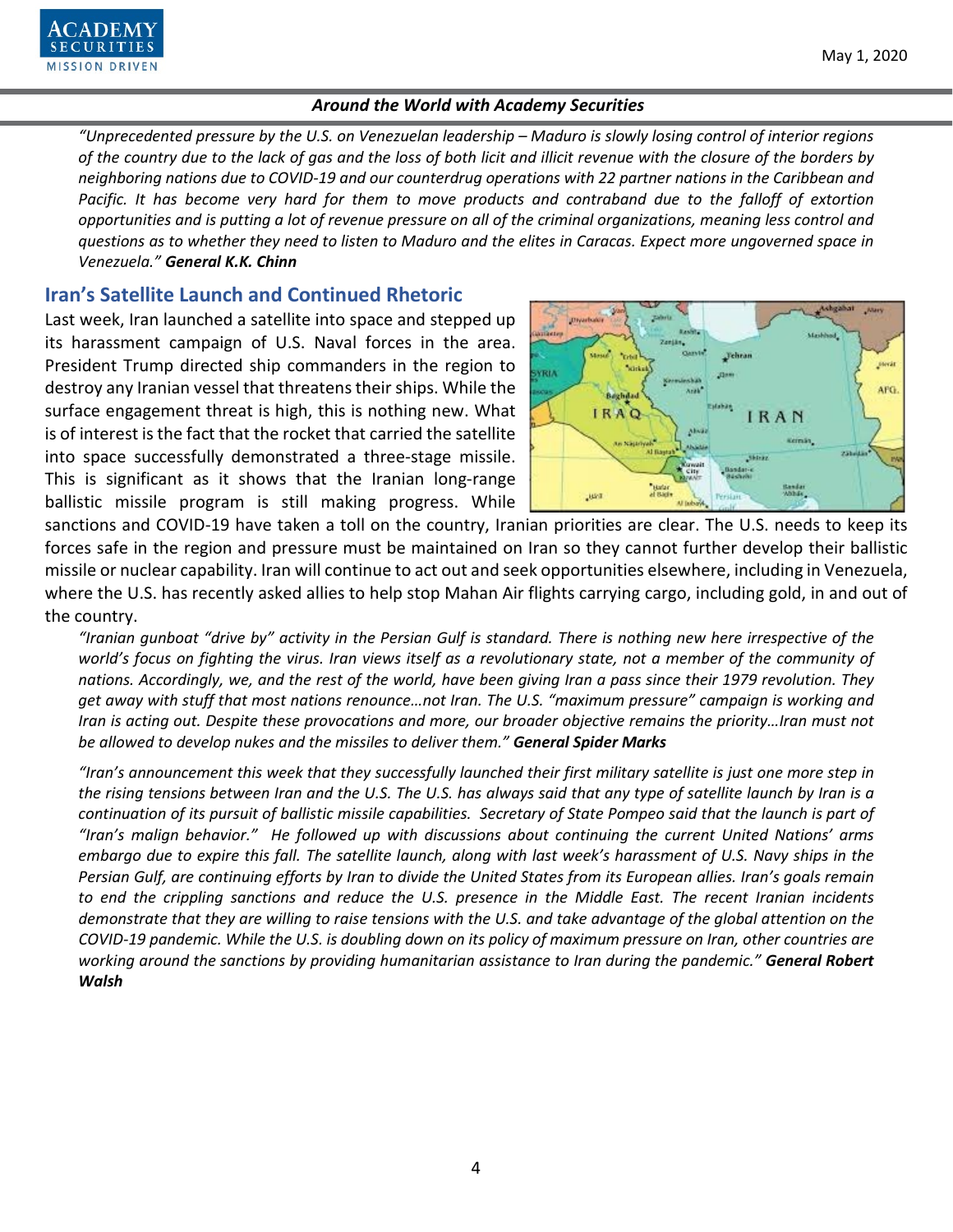*"Unprecedented pressure by the U.S. on Venezuelan leadership – Maduro is slowly losing control of interior regions of the country due to the lack of gas and the loss of both licit and illicit revenue with the closure of the borders by neighboring nations due to COVID-19 and our counterdrug operations with 22 partner nations in the Caribbean and Pacific. It has become very hard for them to move products and contraband due to the falloff of extortion opportunities and is putting a lot of revenue pressure on all of the criminal organizations, meaning less control and questions as to whether they need to listen to Maduro and the elites in Caracas. Expect more ungoverned space in Venezuela."* ***General K.K. Chinn***

## Iran's Satellite Launch and Continued Rhetoric

Last week, Iran launched a satellite into space and stepped up its harassment campaign of U.S. Naval forces in the area. President Trump directed ship commanders in the region to destroy any Iranian vessel that threatens their ships. While the surface engagement threat is high, this is nothing new. What is of interest is the fact that the rocket that carried the satellite into space successfully demonstrated a three-stage missile. This is significant as it shows that the Iranian long-range ballistic missile program is still making progress. While sanctions and COVID-19 have taken a toll on the country, Iranian priorities are clear. The U.S. needs to keep its forces safe in the region and pressure must be maintained on Iran so they cannot further develop their ballistic missile or nuclear capability. Iran will continue to act out and seek opportunities elsewhere, including in Venezuela, where the U.S. has recently asked allies to help stop Mahan Air flights carrying cargo, including gold, in and out of the country.

*"Iranian gunboat "drive by" activity in the Persian Gulf is standard. There is nothing new here irrespective of the world's focus on fighting the virus. Iran views itself as a revolutionary state, not a member of the community of nations. Accordingly, we, and the rest of the world, have been giving Iran a pass since their 1979 revolution. They get away with stuff that most nations renounce…not Iran. The U.S. "maximum pressure" campaign is working and Iran is acting out. Despite these provocations and more, our broader objective remains the priority…Iran must not be allowed to develop nukes and the missiles to deliver them."* ***General Spider Marks***

*"Iran's announcement this week that they successfully launched their first military satellite is just one more step in the rising tensions between Iran and the U.S. The U.S. has always said that any type of satellite launch by Iran is a continuation of its pursuit of ballistic missile capabilities. Secretary of State Pompeo said that the launch is part of "Iran's malign behavior." He followed up with discussions about continuing the current United Nations' arms embargo due to expire this fall. The satellite launch, along with last week's harassment of U.S. Navy ships in the Persian Gulf, are continuing efforts by Iran to divide the United States from its European allies. Iran's goals remain to end the crippling sanctions and reduce the U.S. presence in the Middle East. The recent Iranian incidents demonstrate that they are willing to raise tensions with the U.S. and take advantage of the global attention on the COVID-19 pandemic. While the U.S. is doubling down on its policy of maximum pressure on Iran, other countries are working around the sanctions by providing humanitarian assistance to Iran during the pandemic."* ***General Robert Walsh***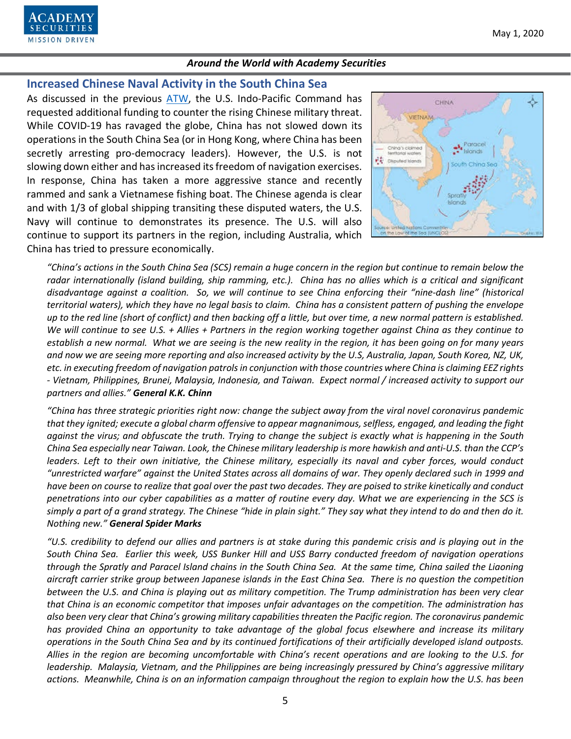## Increased Chinese Naval Activity in the South China Sea

As discussed in the previous ATW, the U.S. Indo-Pacific Command has requested additional funding to counter the rising Chinese military threat. While COVID-19 has ravaged the globe, China has not slowed down its operations in the South China Sea (or in Hong Kong, where China has been secretly arresting pro-democracy leaders). However, the U.S. is not slowing down either and has increased its freedom of navigation exercises. In response, China has taken a more aggressive stance and recently rammed and sank a Vietnamese fishing boat. The Chinese agenda is clear and with 1/3 of global shipping transiting these disputed waters, the U.S. Navy will continue to demonstrates its presence. The U.S. will also continue to support its partners in the region, including Australia, which China has tried to pressure economically.

*"China's actions in the South China Sea (SCS) remain a huge concern in the region but continue to remain below the radar internationally (island building, ship ramming, etc.). China has no allies which is a critical and significant disadvantage against a coalition. So, we will continue to see China enforcing their "nine-dash line" (historical territorial waters), which they have no legal basis to claim. China has a consistent pattern of pushing the envelope up to the red line (short of conflict) and then backing off a little, but over time, a new normal pattern is established. We will continue to see U.S. + Allies + Partners in the region working together against China as they continue to establish a new normal. What we are seeing is the new reality in the region, it has been going on for many years and now we are seeing more reporting and also increased activity by the U.S, Australia, Japan, South Korea, NZ, UK, etc. in executing freedom of navigation patrols in conjunction with those countries where China is claiming EEZ rights - Vietnam, Philippines, Brunei, Malaysia, Indonesia, and Taiwan. Expect normal / increased activity to support our partners and allies."* ***General K.K. Chinn***

*"China has three strategic priorities right now: change the subject away from the viral novel coronavirus pandemic that they ignited; execute a global charm offensive to appear magnanimous, selfless, engaged, and leading the fight against the virus; and obfuscate the truth. Trying to change the subject is exactly what is happening in the South China Sea especially near Taiwan. Look, the Chinese military leadership is more hawkish and anti-U.S. than the CCP's leaders. Left to their own initiative, the Chinese military, especially its naval and cyber forces, would conduct "unrestricted warfare" against the United States across all domains of war. They openly declared such in 1999 and have been on course to realize that goal over the past two decades. They are poised to strike kinetically and conduct penetrations into our cyber capabilities as a matter of routine every day. What we are experiencing in the SCS is simply a part of a grand strategy. The Chinese "hide in plain sight." They say what they intend to do and then do it. Nothing new."* ***General Spider Marks***

*"U.S. credibility to defend our allies and partners is at stake during this pandemic crisis and is playing out in the South China Sea. Earlier this week, USS Bunker Hill and USS Barry conducted freedom of navigation operations through the Spratly and Paracel Island chains in the South China Sea. At the same time, China sailed the Liaoning aircraft carrier strike group between Japanese islands in the East China Sea. There is no question the competition between the U.S. and China is playing out as military competition. The Trump administration has been very clear that China is an economic competitor that imposes unfair advantages on the competition. The administration has also been very clear that China's growing military capabilities threaten the Pacific region. The coronavirus pandemic has provided China an opportunity to take advantage of the global focus elsewhere and increase its military operations in the South China Sea and by its continued fortifications of their artificially developed island outposts. Allies in the region are becoming uncomfortable with China's recent operations and are looking to the U.S. for leadership. Malaysia, Vietnam, and the Philippines are being increasingly pressured by China's aggressive military actions. Meanwhile, China is on an information campaign throughout the region to explain how the U.S. has been*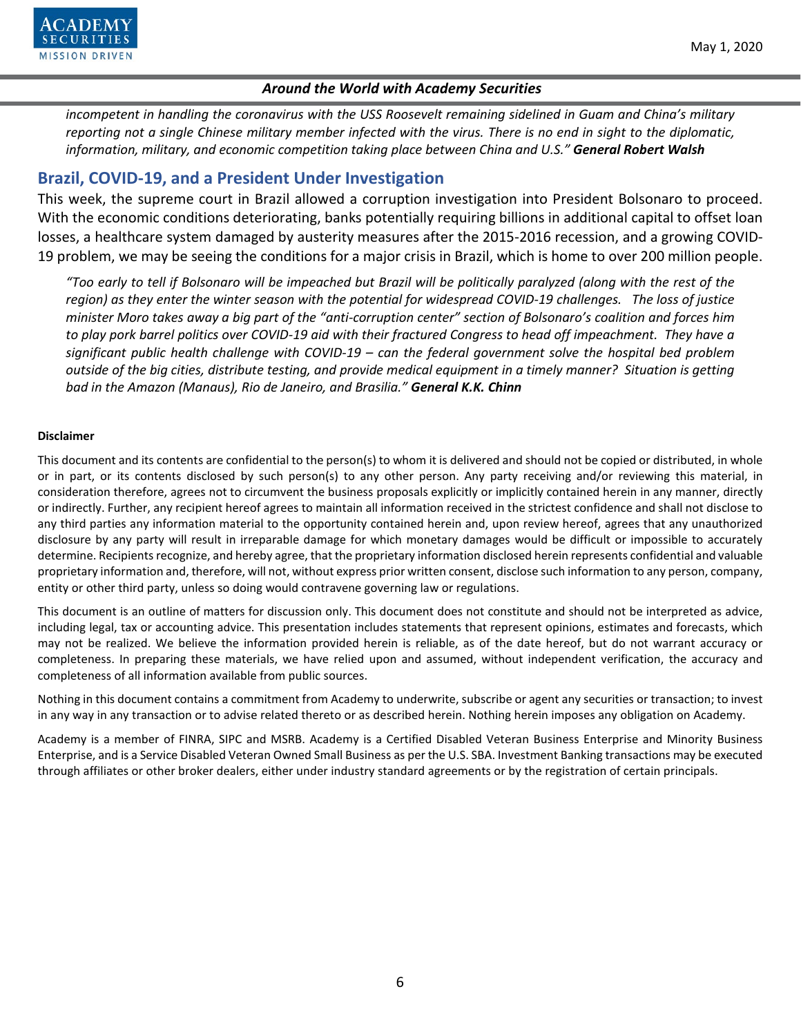*incompetent in handling the coronavirus with the USS Roosevelt remaining sidelined in Guam and China's military reporting not a single Chinese military member infected with the virus. There is no end in sight to the diplomatic, information, military, and economic competition taking place between China and U.S."* ***General Robert Walsh***

## Brazil, COVID-19, and a President Under Investigation

This week, the supreme court in Brazil allowed a corruption investigation into President Bolsonaro to proceed. With the economic conditions deteriorating, banks potentially requiring billions in additional capital to offset loan losses, a healthcare system damaged by austerity measures after the 2015-2016 recession, and a growing COVID-19 problem, we may be seeing the conditions for a major crisis in Brazil, which is home to over 200 million people.

*"Too early to tell if Bolsonaro will be impeached but Brazil will be politically paralyzed (along with the rest of the region) as they enter the winter season with the potential for widespread COVID-19 challenges. The loss of justice minister Moro takes away a big part of the "anti-corruption center" section of Bolsonaro's coalition and forces him to play pork barrel politics over COVID-19 aid with their fractured Congress to head off impeachment. They have a significant public health challenge with COVID-19 – can the federal government solve the hospital bed problem outside of the big cities, distribute testing, and provide medical equipment in a timely manner? Situation is getting bad in the Amazon (Manaus), Rio de Janeiro, and Brasilia."* ***General K.K. Chinn***

**Disclaimer**

This document and its contents are confidential to the person(s) to whom it is delivered and should not be copied or distributed, in whole or in part, or its contents disclosed by such person(s) to any other person. Any party receiving and/or reviewing this material, in consideration therefore, agrees not to circumvent the business proposals explicitly or implicitly contained herein in any manner, directly or indirectly. Further, any recipient hereof agrees to maintain all information received in the strictest confidence and shall not disclose to any third parties any information material to the opportunity contained herein and, upon review hereof, agrees that any unauthorized disclosure by any party will result in irreparable damage for which monetary damages would be difficult or impossible to accurately determine. Recipients recognize, and hereby agree, that the proprietary information disclosed herein represents confidential and valuable proprietary information and, therefore, will not, without express prior written consent, disclose such information to any person, company, entity or other third party, unless so doing would contravene governing law or regulations.

This document is an outline of matters for discussion only. This document does not constitute and should not be interpreted as advice, including legal, tax or accounting advice. This presentation includes statements that represent opinions, estimates and forecasts, which may not be realized. We believe the information provided herein is reliable, as of the date hereof, but do not warrant accuracy or completeness. In preparing these materials, we have relied upon and assumed, without independent verification, the accuracy and completeness of all information available from public sources.

Nothing in this document contains a commitment from Academy to underwrite, subscribe or agent any securities or transaction; to invest in any way in any transaction or to advise related thereto or as described herein. Nothing herein imposes any obligation on Academy.

Academy is a member of FINRA, SIPC and MSRB. Academy is a Certified Disabled Veteran Business Enterprise and Minority Business Enterprise, and is a Service Disabled Veteran Owned Small Business as per the U.S. SBA. Investment Banking transactions may be executed through affiliates or other broker dealers, either under industry standard agreements or by the registration of certain principals.